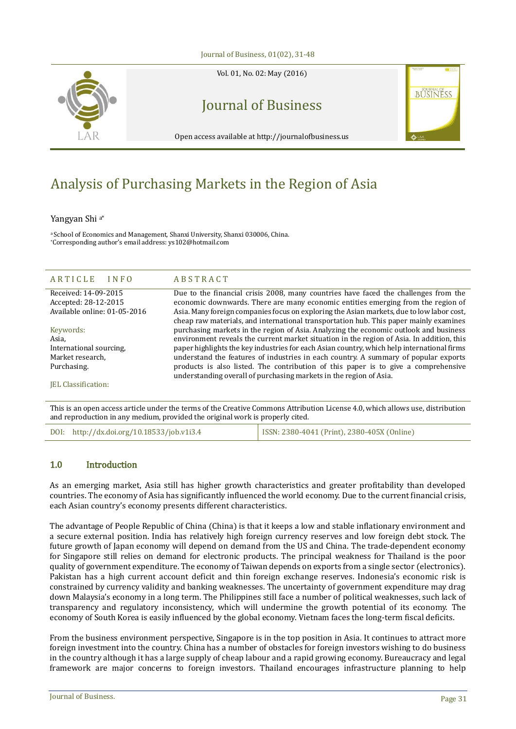# Analysis of Purchasing Markets in the Region of Asia

Yangyan Shi [a*]

[a] School of Economics and Management, Shanxi University, Shanxi 030006, China.
*Corresponding author's email address: ys102@hotmail.com

**ARTICLE INFO**

Received: 14-09-2015
Accepted: 28-12-2015
Available online: 01-05-2016

Keywords:
Asia,
International sourcing,
Market research,
Purchasing.

JEL Classification:

**ABSTRACT**

Due to the financial crisis 2008, many countries have faced the challenges from the economic downwards. There are many economic entities emerging from the region of Asia. Many foreign companies focus on exploring the Asian markets, due to low labor cost, cheap raw materials, and international transportation hub. This paper mainly examines purchasing markets in the region of Asia. Analyzing the economic outlook and business environment reveals the current market situation in the region of Asia. In addition, this paper highlights the key industries for each Asian country, which help international firms understand the features of industries in each country. A summary of popular exports products is also listed. The contribution of this paper is to give a comprehensive understanding overall of purchasing markets in the region of Asia.

This is an open access article under the terms of the Creative Commons Attribution License 4.0, which allows use, distribution and reproduction in any medium, provided the original work is properly cited.

DOI: http://dx.doi.org/10.18533/job.v1i3.4 | ISSN: 2380-4041 (Print), 2380-405X (Online)

## 1.0 Introduction

As an emerging market, Asia still has higher growth characteristics and greater profitability than developed countries. The economy of Asia has significantly influenced the world economy. Due to the current financial crisis, each Asian country's economy presents different characteristics.

The advantage of People Republic of China (China) is that it keeps a low and stable inflationary environment and a secure external position. India has relatively high foreign currency reserves and low foreign debt stock. The future growth of Japan economy will depend on demand from the US and China. The trade-dependent economy for Singapore still relies on demand for electronic products. The principal weakness for Thailand is the poor quality of government expenditure. The economy of Taiwan depends on exports from a single sector (electronics). Pakistan has a high current account deficit and thin foreign exchange reserves. Indonesia's economic risk is constrained by currency validity and banking weaknesses. The uncertainty of government expenditure may drag down Malaysia's economy in a long term. The Philippines still face a number of political weaknesses, such lack of transparency and regulatory inconsistency, which will undermine the growth potential of its economy. The economy of South Korea is easily influenced by the global economy. Vietnam faces the long-term fiscal deficits.

From the business environment perspective, Singapore is in the top position in Asia. It continues to attract more foreign investment into the country. China has a number of obstacles for foreign investors wishing to do business in the country although it has a large supply of cheap labour and a rapid growing economy. Bureaucracy and legal framework are major concerns to foreign investors. Thailand encourages infrastructure planning to help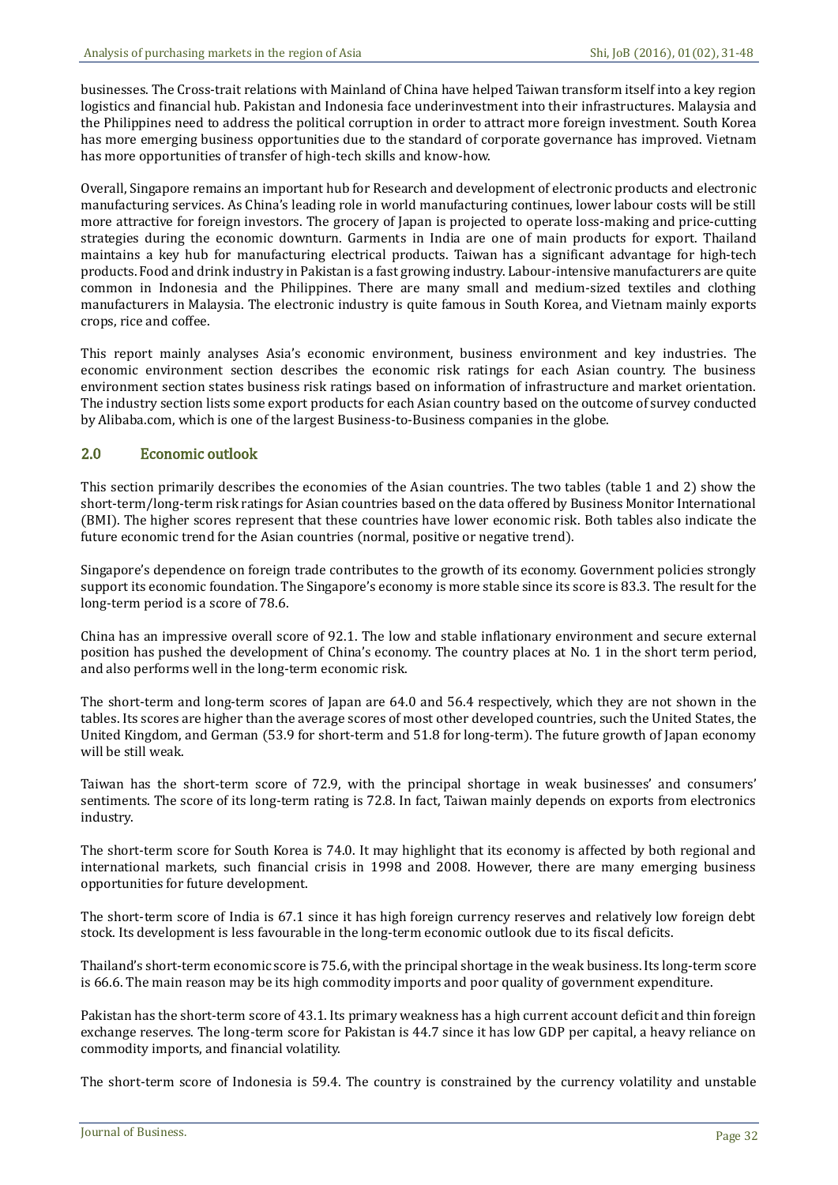businesses. The Cross-trait relations with Mainland of China have helped Taiwan transform itself into a key region logistics and financial hub. Pakistan and Indonesia face underinvestment into their infrastructures. Malaysia and the Philippines need to address the political corruption in order to attract more foreign investment. South Korea has more emerging business opportunities due to the standard of corporate governance has improved. Vietnam has more opportunities of transfer of high-tech skills and know-how.

Overall, Singapore remains an important hub for Research and development of electronic products and electronic manufacturing services. As China's leading role in world manufacturing continues, lower labour costs will be still more attractive for foreign investors. The grocery of Japan is projected to operate loss-making and price-cutting strategies during the economic downturn. Garments in India are one of main products for export. Thailand maintains a key hub for manufacturing electrical products. Taiwan has a significant advantage for high-tech products. Food and drink industry in Pakistan is a fast growing industry. Labour-intensive manufacturers are quite common in Indonesia and the Philippines. There are many small and medium-sized textiles and clothing manufacturers in Malaysia. The electronic industry is quite famous in South Korea, and Vietnam mainly exports crops, rice and coffee.

This report mainly analyses Asia's economic environment, business environment and key industries. The economic environment section describes the economic risk ratings for each Asian country. The business environment section states business risk ratings based on information of infrastructure and market orientation. The industry section lists some export products for each Asian country based on the outcome of survey conducted by Alibaba.com, which is one of the largest Business-to-Business companies in the globe.

## 2.0 Economic outlook

This section primarily describes the economies of the Asian countries. The two tables (table 1 and 2) show the short-term/long-term risk ratings for Asian countries based on the data offered by Business Monitor International (BMI). The higher scores represent that these countries have lower economic risk. Both tables also indicate the future economic trend for the Asian countries (normal, positive or negative trend).

Singapore's dependence on foreign trade contributes to the growth of its economy. Government policies strongly support its economic foundation. The Singapore's economy is more stable since its score is 83.3. The result for the long-term period is a score of 78.6.

China has an impressive overall score of 92.1. The low and stable inflationary environment and secure external position has pushed the development of China's economy. The country places at No. 1 in the short term period, and also performs well in the long-term economic risk.

The short-term and long-term scores of Japan are 64.0 and 56.4 respectively, which they are not shown in the tables. Its scores are higher than the average scores of most other developed countries, such the United States, the United Kingdom, and German (53.9 for short-term and 51.8 for long-term). The future growth of Japan economy will be still weak.

Taiwan has the short-term score of 72.9, with the principal shortage in weak businesses' and consumers' sentiments. The score of its long-term rating is 72.8. In fact, Taiwan mainly depends on exports from electronics industry.

The short-term score for South Korea is 74.0. It may highlight that its economy is affected by both regional and international markets, such financial crisis in 1998 and 2008. However, there are many emerging business opportunities for future development.

The short-term score of India is 67.1 since it has high foreign currency reserves and relatively low foreign debt stock. Its development is less favourable in the long-term economic outlook due to its fiscal deficits.

Thailand's short-term economic score is 75.6, with the principal shortage in the weak business. Its long-term score is 66.6. The main reason may be its high commodity imports and poor quality of government expenditure.

Pakistan has the short-term score of 43.1. Its primary weakness has a high current account deficit and thin foreign exchange reserves. The long-term score for Pakistan is 44.7 since it has low GDP per capital, a heavy reliance on commodity imports, and financial volatility.

The short-term score of Indonesia is 59.4. The country is constrained by the currency volatility and unstable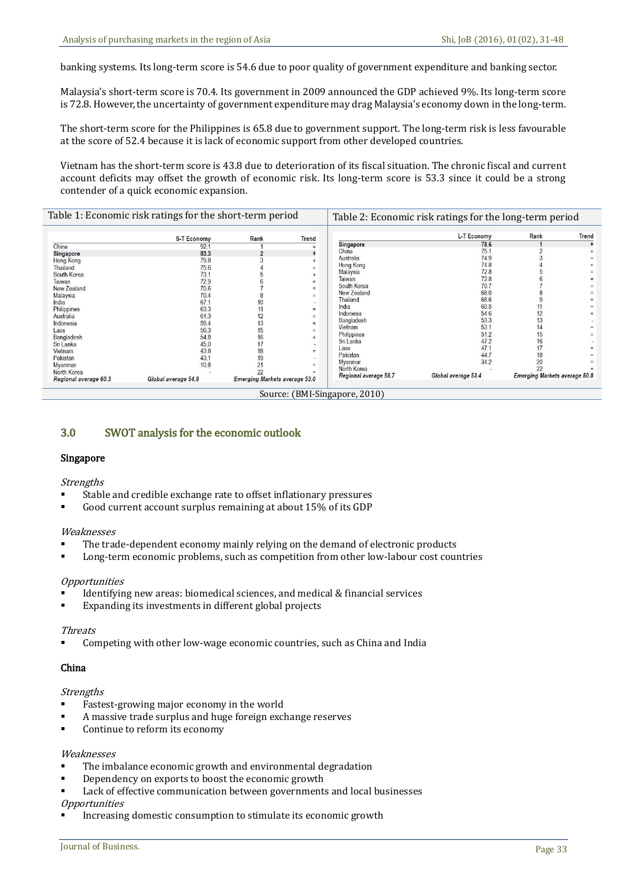banking systems. Its long-term score is 54.6 due to poor quality of government expenditure and banking sector.

Malaysia's short-term score is 70.4. Its government in 2009 announced the GDP achieved 9%. Its long-term score is 72.8. However, the uncertainty of government expenditure may drag Malaysia's economy down in the long-term.

The short-term score for the Philippines is 65.8 due to government support. The long-term risk is less favourable at the score of 52.4 because it is lack of economic support from other developed countries.

Vietnam has the short-term score is 43.8 due to deterioration of its fiscal situation. The chronic fiscal and current account deficits may offset the growth of economic risk. Its long-term score is 53.3 since it could be a strong contender of a quick economic expansion.

Table 1: Economic risk ratings for the short-term period

| | S-T Economy | Rank | Trend |
|---|---|---|---|
| China | 92.1 | 1 | = |
| **Singapore** | **83.3** | **2** | **+** |
| Hong Kong | 79.8 | 3 | + |
| Thailand | 75.6 | 4 | = |
| South Korea | 73.1 | 5 | + |
| Taiwan | 72.9 | 6 | = |
| New Zealand | 70.6 | 7 | = |
| Malaysia | 70.4 | 8 | = |
| India | 67.1 | 10 | - |
| Philippines | 63.3 | 11 | = |
| Australia | 61.3 | 12 | = |
| Indonesia | 59.4 | 13 | = |
| Laos | 56.3 | 15 | = |
| Bangladesh | 54.8 | 16 | + |
| Sri Lanka | 45.0 | 17 | - |
| Vietnam | 43.8 | 18 | = |
| Pakistan | 43.1 | 19 | - |
| Myanmar | 10.8 | 21 | = |
| North Korea | - | 22 | = |
| *Regional average 60.3* | *Global average 54.8* | *Emerging Markets average 53.0* | |

Table 2: Economic risk ratings for the long-term period

| | L-T Economy | Rank | Trend |
|---|---|---|---|
| **Singapore** | **78.6** | **1** | **+** |
| China | 75.1 | 2 | + |
| Australia | 74.9 | 3 | = |
| Hong Kong | 74.8 | 4 | + |
| Malaysia | 72.8 | 5 | = |
| Taiwan | 72.8 | 6 | = |
| South Korea | 70.7 | 7 | = |
| New Zealand | 68.0 | 8 | = |
| Thailand | 66.6 | 9 | = |
| India | 60.5 | 11 | = |
| Indonesia | 54.6 | 12 | = |
| Bangladesh | 53.3 | 13 | - |
| Vietnam | 53.1 | 14 | = |
| Philippines | 51.2 | 15 | = |
| Sri Lanka | 47.2 | 16 | - |
| Laos | 47.1 | 17 | = |
| Pakistan | 44.7 | 18 | = |
| Myanmar | 34.2 | 20 | = |
| North Korea | - | 22 | = |
| *Regional average 58.7* | *Global average 53.4* | *Emerging Markets average 50.8* | |

Source: (BMI-Singapore, 2010)

## 3.0 SWOT analysis for the economic outlook

### Singapore

*Strengths*

- Stable and credible exchange rate to offset inflationary pressures
- Good current account surplus remaining at about 15% of its GDP

*Weaknesses*

- The trade-dependent economy mainly relying on the demand of electronic products
- Long-term economic problems, such as competition from other low-labour cost countries

*Opportunities*

- Identifying new areas: biomedical sciences, and medical & financial services
- Expanding its investments in different global projects

*Threats*

- Competing with other low-wage economic countries, such as China and India

### China

*Strengths*

- Fastest-growing major economy in the world
- A massive trade surplus and huge foreign exchange reserves
- Continue to reform its economy

*Weaknesses*

- The imbalance economic growth and environmental degradation
- Dependency on exports to boost the economic growth
- Lack of effective communication between governments and local businesses

*Opportunities*

- Increasing domestic consumption to stimulate its economic growth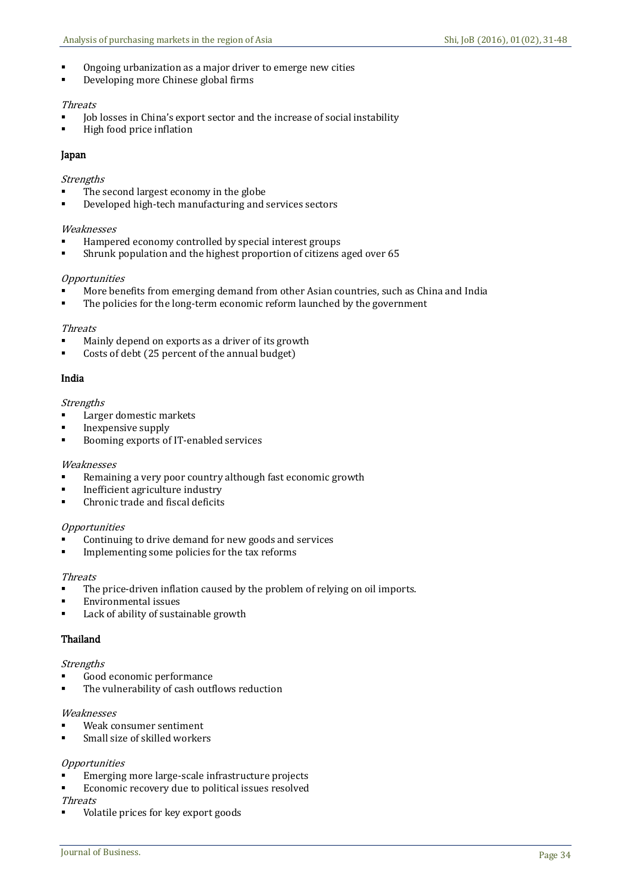- Ongoing urbanization as a major driver to emerge new cities
- Developing more Chinese global firms

*Threats*

- Job losses in China's export sector and the increase of social instability
- High food price inflation

**Japan**

*Strengths*

- The second largest economy in the globe
- Developed high-tech manufacturing and services sectors

*Weaknesses*

- Hampered economy controlled by special interest groups
- Shrunk population and the highest proportion of citizens aged over 65

*Opportunities*

- More benefits from emerging demand from other Asian countries, such as China and India
- The policies for the long-term economic reform launched by the government

*Threats*

- Mainly depend on exports as a driver of its growth
- Costs of debt (25 percent of the annual budget)

**India**

*Strengths*

- Larger domestic markets
- Inexpensive supply
- Booming exports of IT-enabled services

*Weaknesses*

- Remaining a very poor country although fast economic growth
- Inefficient agriculture industry
- Chronic trade and fiscal deficits

*Opportunities*

- Continuing to drive demand for new goods and services
- Implementing some policies for the tax reforms

*Threats*

- The price-driven inflation caused by the problem of relying on oil imports.
- Environmental issues
- Lack of ability of sustainable growth

**Thailand**

*Strengths*

- Good economic performance
- The vulnerability of cash outflows reduction

*Weaknesses*

- Weak consumer sentiment
- Small size of skilled workers

*Opportunities*

- Emerging more large-scale infrastructure projects
- Economic recovery due to political issues resolved

*Threats*

- Volatile prices for key export goods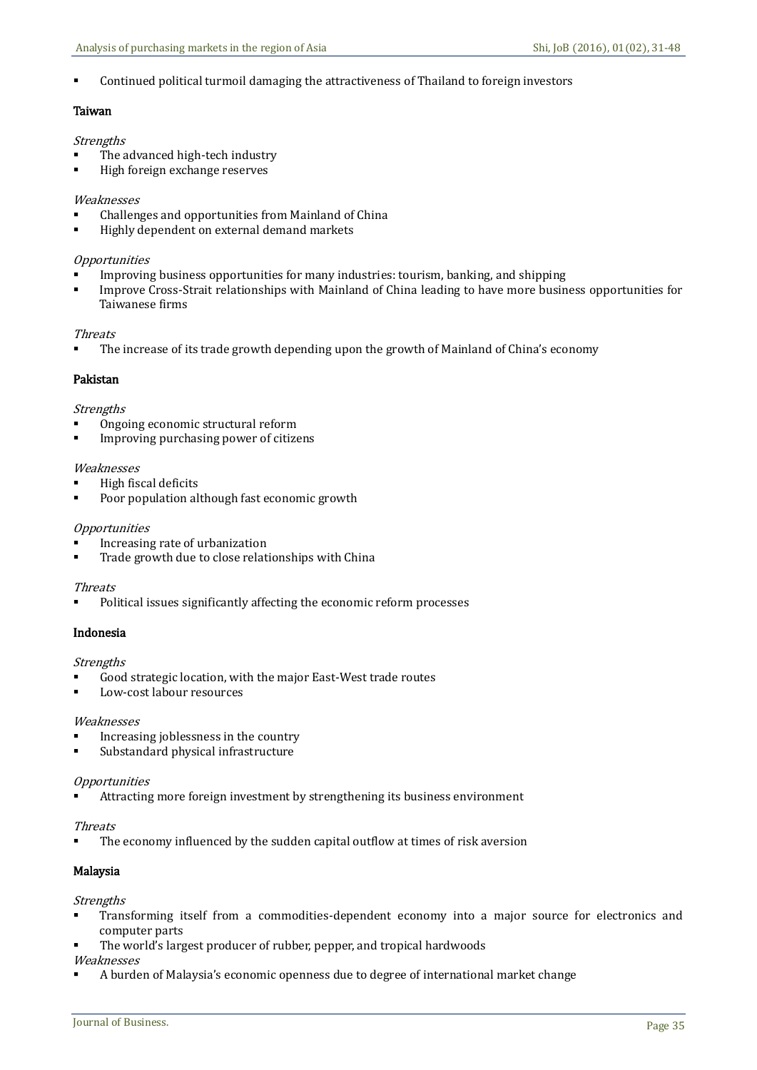- Continued political turmoil damaging the attractiveness of Thailand to foreign investors

### Taiwan

*Strengths*

- The advanced high-tech industry
- High foreign exchange reserves

*Weaknesses*

- Challenges and opportunities from Mainland of China
- Highly dependent on external demand markets

*Opportunities*

- Improving business opportunities for many industries: tourism, banking, and shipping
- Improve Cross-Strait relationships with Mainland of China leading to have more business opportunities for Taiwanese firms

*Threats*

- The increase of its trade growth depending upon the growth of Mainland of China's economy

### Pakistan

*Strengths*

- Ongoing economic structural reform
- Improving purchasing power of citizens

*Weaknesses*

- High fiscal deficits
- Poor population although fast economic growth

*Opportunities*

- Increasing rate of urbanization
- Trade growth due to close relationships with China

*Threats*

- Political issues significantly affecting the economic reform processes

### Indonesia

*Strengths*

- Good strategic location, with the major East-West trade routes
- Low-cost labour resources

*Weaknesses*

- Increasing joblessness in the country
- Substandard physical infrastructure

*Opportunities*

- Attracting more foreign investment by strengthening its business environment

*Threats*

- The economy influenced by the sudden capital outflow at times of risk aversion

### Malaysia

*Strengths*

- Transforming itself from a commodities-dependent economy into a major source for electronics and computer parts
- The world's largest producer of rubber, pepper, and tropical hardwoods

*Weaknesses*

- A burden of Malaysia's economic openness due to degree of international market change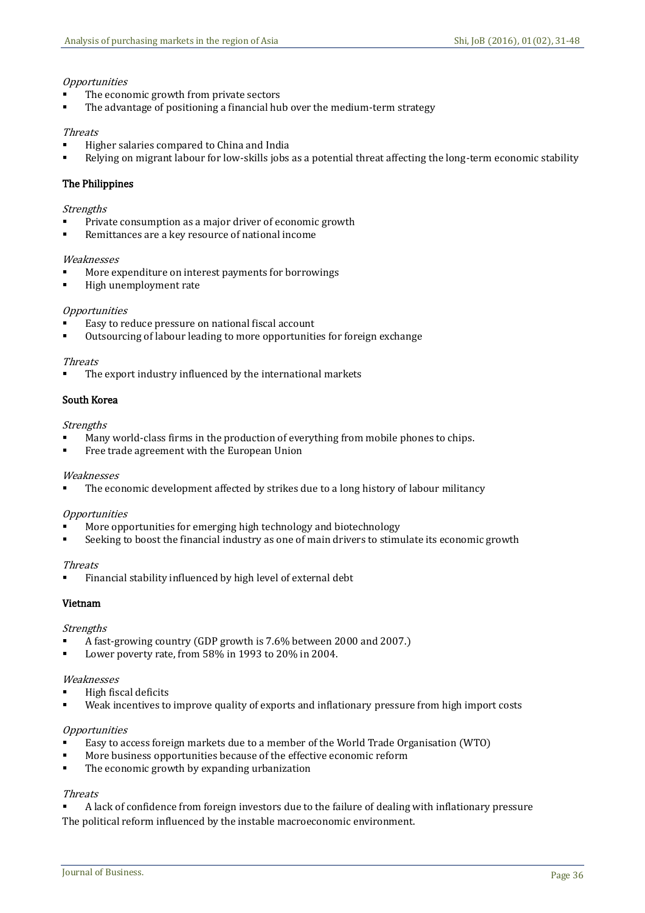*Opportunities*

- The economic growth from private sectors
- The advantage of positioning a financial hub over the medium-term strategy

*Threats*

- Higher salaries compared to China and India
- Relying on migrant labour for low-skills jobs as a potential threat affecting the long-term economic stability

### The Philippines

*Strengths*

- Private consumption as a major driver of economic growth
- Remittances are a key resource of national income

*Weaknesses*

- More expenditure on interest payments for borrowings
- High unemployment rate

*Opportunities*

- Easy to reduce pressure on national fiscal account
- Outsourcing of labour leading to more opportunities for foreign exchange

*Threats*

- The export industry influenced by the international markets

### South Korea

*Strengths*

- Many world-class firms in the production of everything from mobile phones to chips.
- Free trade agreement with the European Union

*Weaknesses*

- The economic development affected by strikes due to a long history of labour militancy

*Opportunities*

- More opportunities for emerging high technology and biotechnology
- Seeking to boost the financial industry as one of main drivers to stimulate its economic growth

*Threats*

- Financial stability influenced by high level of external debt

### Vietnam

*Strengths*

- A fast-growing country (GDP growth is 7.6% between 2000 and 2007.)
- Lower poverty rate, from 58% in 1993 to 20% in 2004.

*Weaknesses*

- High fiscal deficits
- Weak incentives to improve quality of exports and inflationary pressure from high import costs

*Opportunities*

- Easy to access foreign markets due to a member of the World Trade Organisation (WTO)
- More business opportunities because of the effective economic reform
- The economic growth by expanding urbanization

*Threats*

- A lack of confidence from foreign investors due to the failure of dealing with inflationary pressure

The political reform influenced by the instable macroeconomic environment.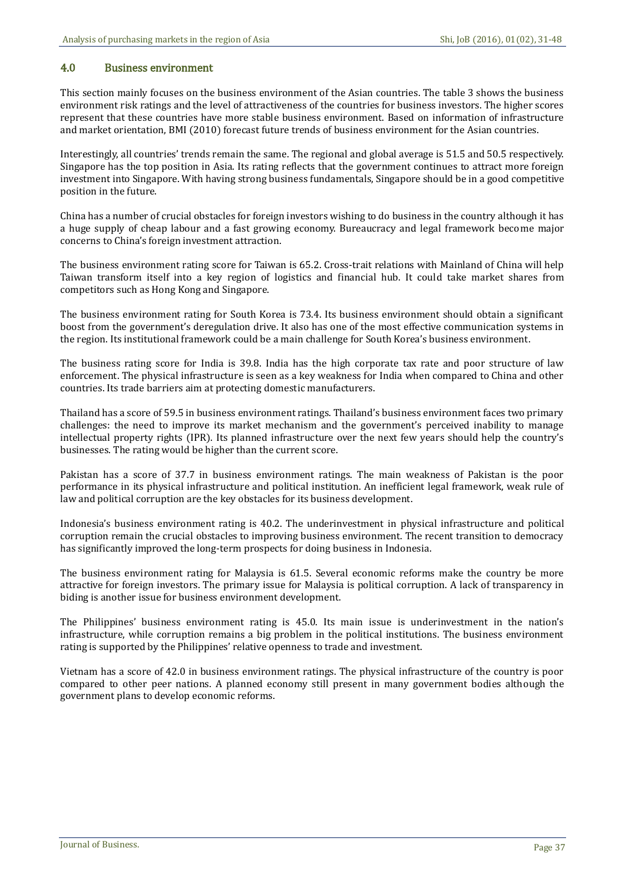## 4.0 Business environment

This section mainly focuses on the business environment of the Asian countries. The table 3 shows the business environment risk ratings and the level of attractiveness of the countries for business investors. The higher scores represent that these countries have more stable business environment. Based on information of infrastructure and market orientation, BMI (2010) forecast future trends of business environment for the Asian countries.

Interestingly, all countries' trends remain the same. The regional and global average is 51.5 and 50.5 respectively. Singapore has the top position in Asia. Its rating reflects that the government continues to attract more foreign investment into Singapore. With having strong business fundamentals, Singapore should be in a good competitive position in the future.

China has a number of crucial obstacles for foreign investors wishing to do business in the country although it has a huge supply of cheap labour and a fast growing economy. Bureaucracy and legal framework become major concerns to China's foreign investment attraction.

The business environment rating score for Taiwan is 65.2. Cross-trait relations with Mainland of China will help Taiwan transform itself into a key region of logistics and financial hub. It could take market shares from competitors such as Hong Kong and Singapore.

The business environment rating for South Korea is 73.4. Its business environment should obtain a significant boost from the government's deregulation drive. It also has one of the most effective communication systems in the region. Its institutional framework could be a main challenge for South Korea's business environment.

The business rating score for India is 39.8. India has the high corporate tax rate and poor structure of law enforcement. The physical infrastructure is seen as a key weakness for India when compared to China and other countries. Its trade barriers aim at protecting domestic manufacturers.

Thailand has a score of 59.5 in business environment ratings. Thailand's business environment faces two primary challenges: the need to improve its market mechanism and the government's perceived inability to manage intellectual property rights (IPR). Its planned infrastructure over the next few years should help the country's businesses. The rating would be higher than the current score.

Pakistan has a score of 37.7 in business environment ratings. The main weakness of Pakistan is the poor performance in its physical infrastructure and political institution. An inefficient legal framework, weak rule of law and political corruption are the key obstacles for its business development.

Indonesia's business environment rating is 40.2. The underinvestment in physical infrastructure and political corruption remain the crucial obstacles to improving business environment. The recent transition to democracy has significantly improved the long-term prospects for doing business in Indonesia.

The business environment rating for Malaysia is 61.5. Several economic reforms make the country be more attractive for foreign investors. The primary issue for Malaysia is political corruption. A lack of transparency in biding is another issue for business environment development.

The Philippines' business environment rating is 45.0. Its main issue is underinvestment in the nation's infrastructure, while corruption remains a big problem in the political institutions. The business environment rating is supported by the Philippines' relative openness to trade and investment.

Vietnam has a score of 42.0 in business environment ratings. The physical infrastructure of the country is poor compared to other peer nations. A planned economy still present in many government bodies although the government plans to develop economic reforms.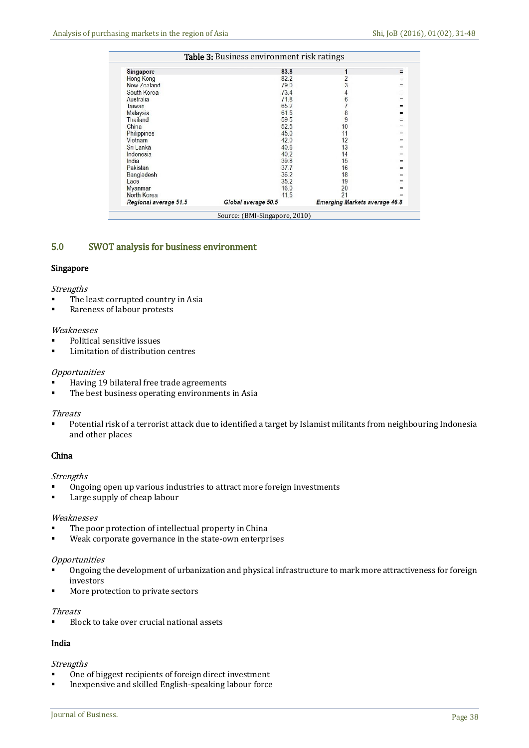**Table 3:** Business environment risk ratings

| | | | |
|---|---|---|---|
| **Singapore** | **83.8** | **1** | **=** |
| Hong Kong | 82.2 | 2 | = |
| New Zealand | 79.0 | 3 | = |
| South Korea | 73.4 | 4 | = |
| Australia | 71.8 | 6 | = |
| Taiwan | 65.2 | 7 | = |
| Malaysia | 61.5 | 8 | = |
| Thailand | 59.5 | 9 | = |
| China | 52.5 | 10 | = |
| Philippines | 45.0 | 11 | = |
| Vietnam | 42.0 | 12 | = |
| Sri Lanka | 40.6 | 13 | = |
| Indonesia | 40.2 | 14 | = |
| India | 39.8 | 15 | = |
| Pakistan | 37.7 | 16 | = |
| Bangladesh | 36.2 | 18 | = |
| Laos | 35.2 | 19 | = |
| Myanmar | 16.0 | 20 | = |
| North Korea | 11.5 | 21 | = |
| *Regional average 51.5* | *Global average 50.5* | *Emerging Markets average 46.8* | |

Source: (BMI-Singapore, 2010)

## 5.0 SWOT analysis for business environment

### Singapore

*Strengths*

- The least corrupted country in Asia
- Rareness of labour protests

*Weaknesses*

- Political sensitive issues
- Limitation of distribution centres

*Opportunities*

- Having 19 bilateral free trade agreements
- The best business operating environments in Asia

*Threats*

- Potential risk of a terrorist attack due to identified a target by Islamist militants from neighbouring Indonesia and other places

### China

*Strengths*

- Ongoing open up various industries to attract more foreign investments
- Large supply of cheap labour

*Weaknesses*

- The poor protection of intellectual property in China
- Weak corporate governance in the state-own enterprises

*Opportunities*

- Ongoing the development of urbanization and physical infrastructure to mark more attractiveness for foreign investors
- More protection to private sectors

*Threats*

- Block to take over crucial national assets

### India

*Strengths*

- One of biggest recipients of foreign direct investment
- Inexpensive and skilled English-speaking labour force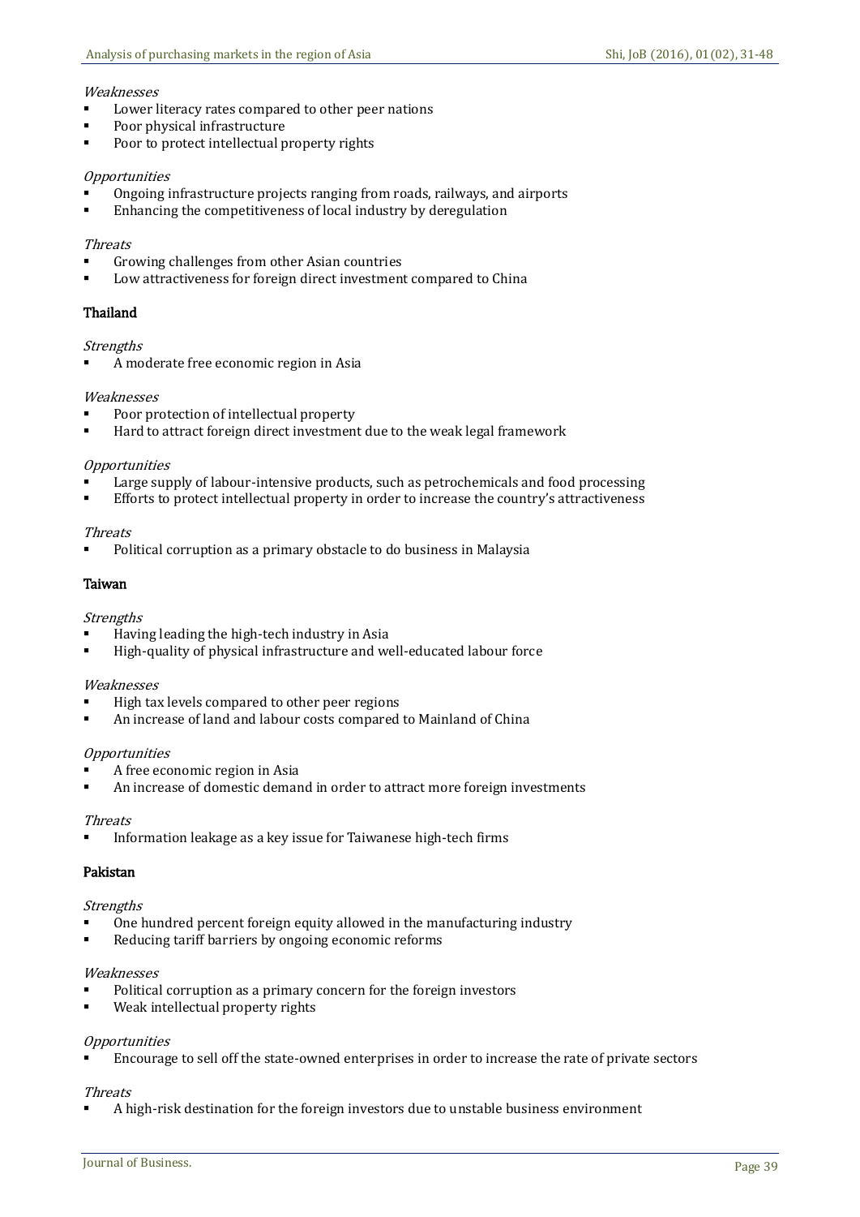*Weaknesses*

- Lower literacy rates compared to other peer nations
- Poor physical infrastructure
- Poor to protect intellectual property rights

*Opportunities*

- Ongoing infrastructure projects ranging from roads, railways, and airports
- Enhancing the competitiveness of local industry by deregulation

*Threats*

- Growing challenges from other Asian countries
- Low attractiveness for foreign direct investment compared to China

### Thailand

*Strengths*

- A moderate free economic region in Asia

*Weaknesses*

- Poor protection of intellectual property
- Hard to attract foreign direct investment due to the weak legal framework

*Opportunities*

- Large supply of labour-intensive products, such as petrochemicals and food processing
- Efforts to protect intellectual property in order to increase the country's attractiveness

*Threats*

- Political corruption as a primary obstacle to do business in Malaysia

### Taiwan

*Strengths*

- Having leading the high-tech industry in Asia
- High-quality of physical infrastructure and well-educated labour force

*Weaknesses*

- High tax levels compared to other peer regions
- An increase of land and labour costs compared to Mainland of China

*Opportunities*

- A free economic region in Asia
- An increase of domestic demand in order to attract more foreign investments

*Threats*

- Information leakage as a key issue for Taiwanese high-tech firms

### Pakistan

*Strengths*

- One hundred percent foreign equity allowed in the manufacturing industry
- Reducing tariff barriers by ongoing economic reforms

*Weaknesses*

- Political corruption as a primary concern for the foreign investors
- Weak intellectual property rights

*Opportunities*

- Encourage to sell off the state-owned enterprises in order to increase the rate of private sectors

*Threats*

- A high-risk destination for the foreign investors due to unstable business environment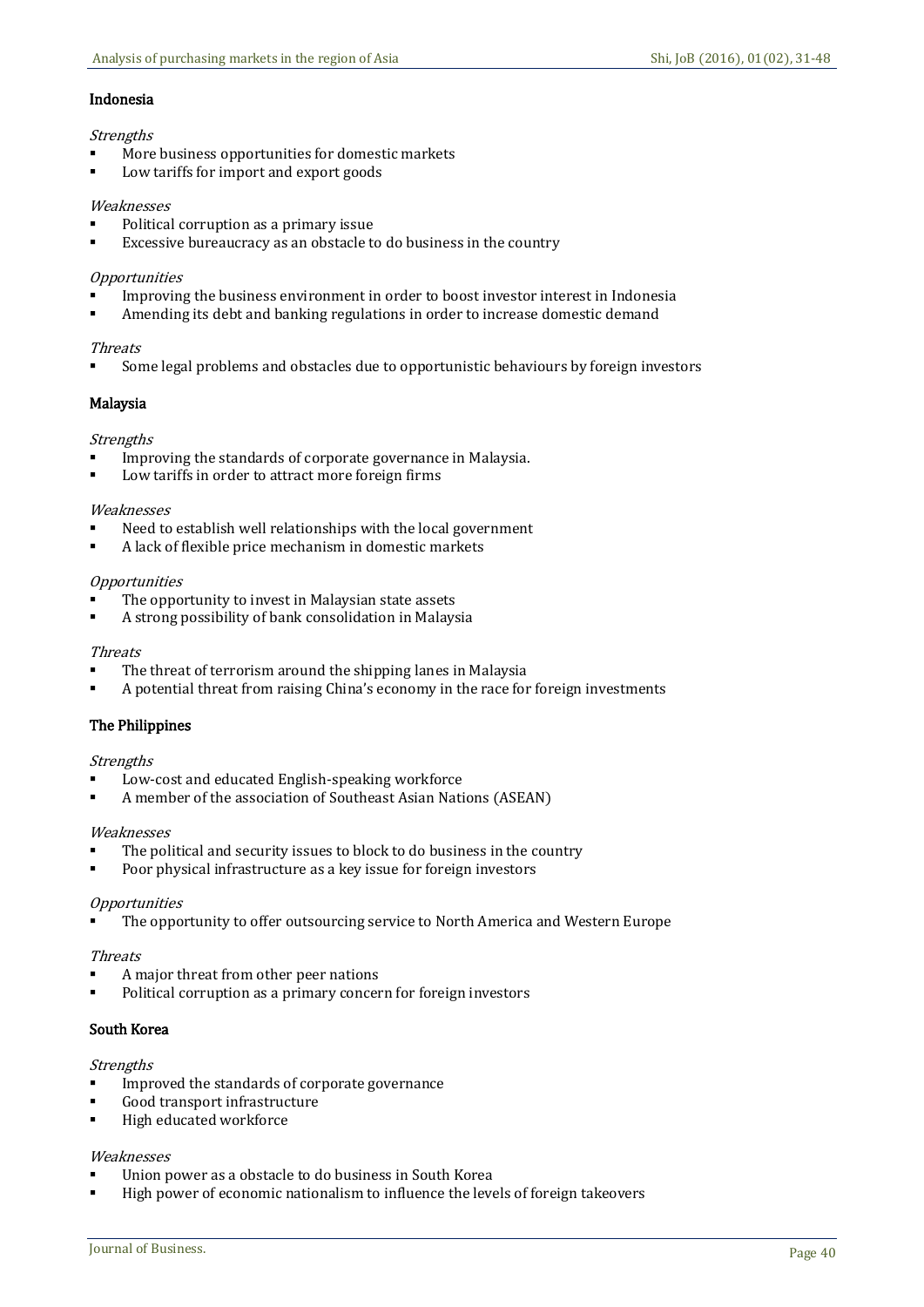### Indonesia

*Strengths*

- More business opportunities for domestic markets
- Low tariffs for import and export goods

*Weaknesses*

- Political corruption as a primary issue
- Excessive bureaucracy as an obstacle to do business in the country

*Opportunities*

- Improving the business environment in order to boost investor interest in Indonesia
- Amending its debt and banking regulations in order to increase domestic demand

*Threats*

- Some legal problems and obstacles due to opportunistic behaviours by foreign investors

### Malaysia

*Strengths*

- Improving the standards of corporate governance in Malaysia.
- Low tariffs in order to attract more foreign firms

*Weaknesses*

- Need to establish well relationships with the local government
- A lack of flexible price mechanism in domestic markets

*Opportunities*

- The opportunity to invest in Malaysian state assets
- A strong possibility of bank consolidation in Malaysia

*Threats*

- The threat of terrorism around the shipping lanes in Malaysia
- A potential threat from raising China's economy in the race for foreign investments

### The Philippines

*Strengths*

- Low-cost and educated English-speaking workforce
- A member of the association of Southeast Asian Nations (ASEAN)

*Weaknesses*

- The political and security issues to block to do business in the country
- Poor physical infrastructure as a key issue for foreign investors

*Opportunities*

- The opportunity to offer outsourcing service to North America and Western Europe

*Threats*

- A major threat from other peer nations
- Political corruption as a primary concern for foreign investors

### South Korea

*Strengths*

- Improved the standards of corporate governance
- Good transport infrastructure
- High educated workforce

*Weaknesses*

- Union power as a obstacle to do business in South Korea
- High power of economic nationalism to influence the levels of foreign takeovers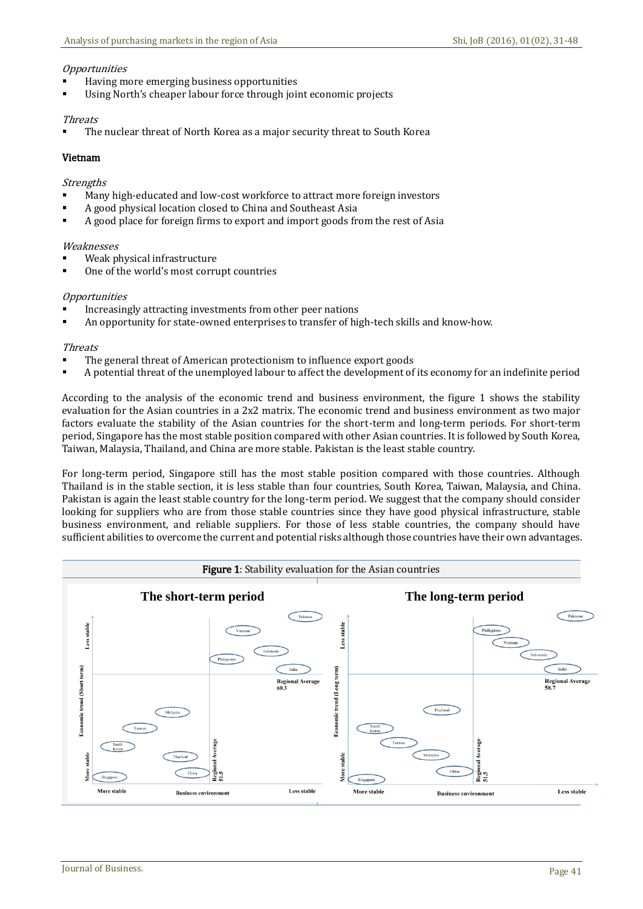*Opportunities*

- Having more emerging business opportunities
- Using North's cheaper labour force through joint economic projects

*Threats*

- The nuclear threat of North Korea as a major security threat to South Korea

### Vietnam

*Strengths*

- Many high-educated and low-cost workforce to attract more foreign investors
- A good physical location closed to China and Southeast Asia
- A good place for foreign firms to export and import goods from the rest of Asia

*Weaknesses*

- Weak physical infrastructure
- One of the world's most corrupt countries

*Opportunities*

- Increasingly attracting investments from other peer nations
- An opportunity for state-owned enterprises to transfer of high-tech skills and know-how.

*Threats*

- The general threat of American protectionism to influence export goods
- A potential threat of the unemployed labour to affect the development of its economy for an indefinite period

According to the analysis of the economic trend and business environment, the figure 1 shows the stability evaluation for the Asian countries in a 2x2 matrix. The economic trend and business environment as two major factors evaluate the stability of the Asian countries for the short-term and long-term periods. For short-term period, Singapore has the most stable position compared with other Asian countries. It is followed by South Korea, Taiwan, Malaysia, Thailand, and China are more stable. Pakistan is the least stable country.

For long-term period, Singapore still has the most stable position compared with those countries. Although Thailand is in the stable section, it is less stable than four countries, South Korea, Taiwan, Malaysia, and China. Pakistan is again the least stable country for the long-term period. We suggest that the company should consider looking for suppliers who are from those stable countries since they have good physical infrastructure, stable business environment, and reliable suppliers. For those of less stable countries, the company should have sufficient abilities to overcome the current and potential risks although those countries have their own advantages.

**Figure 1**: Stability evaluation for the Asian countries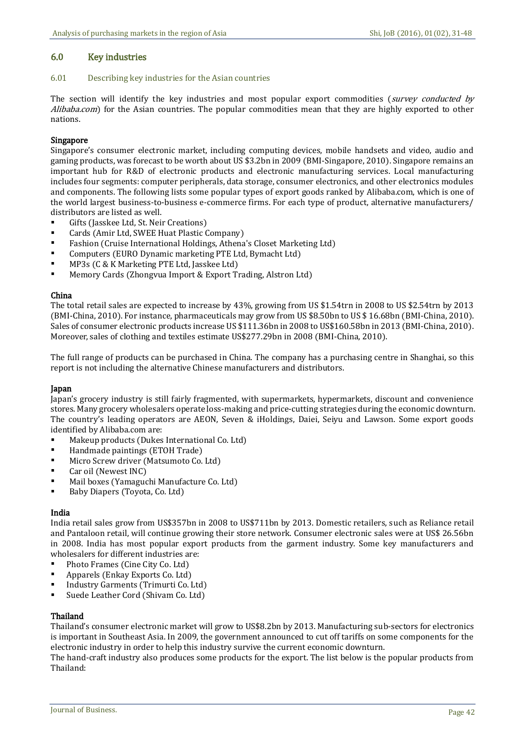## 6.0 Key industries

### 6.01 Describing key industries for the Asian countries

The section will identify the key industries and most popular export commodities (*survey conducted by Alibaba.com*) for the Asian countries. The popular commodities mean that they are highly exported to other nations.

**Singapore**

Singapore's consumer electronic market, including computing devices, mobile handsets and video, audio and gaming products, was forecast to be worth about US $3.2bn in 2009 (BMI-Singapore, 2010). Singapore remains an important hub for R&D of electronic products and electronic manufacturing services. Local manufacturing includes four segments: computer peripherals, data storage, consumer electronics, and other electronics modules and components. The following lists some popular types of export goods ranked by Alibaba.com, which is one of the world largest business-to-business e-commerce firms. For each type of product, alternative manufacturers/ distributors are listed as well.

- Gifts (Jasskee Ltd, St. Neir Creations)
- Cards (Amir Ltd, SWEE Huat Plastic Company)
- Fashion (Cruise International Holdings, Athena's Closet Marketing Ltd)
- Computers (EURO Dynamic marketing PTE Ltd, Bymacht Ltd)
- MP3s (C & K Marketing PTE Ltd, Jasskee Ltd)
- Memory Cards (Zhongvua Import & Export Trading, Alstron Ltd)

**China**

The total retail sales are expected to increase by 43%, growing from US $1.54trn in 2008 to US $2.54trn by 2013 (BMI-China, 2010). For instance, pharmaceuticals may grow from US $8.50bn to US $ 16.68bn (BMI-China, 2010). Sales of consumer electronic products increase US $111.36bn in 2008 to US$160.58bn in 2013 (BMI-China, 2010). Moreover, sales of clothing and textiles estimate US$277.29bn in 2008 (BMI-China, 2010).

The full range of products can be purchased in China. The company has a purchasing centre in Shanghai, so this report is not including the alternative Chinese manufacturers and distributors.

**Japan**

Japan's grocery industry is still fairly fragmented, with supermarkets, hypermarkets, discount and convenience stores. Many grocery wholesalers operate loss-making and price-cutting strategies during the economic downturn. The country's leading operators are AEON, Seven & iHoldings, Daiei, Seiyu and Lawson. Some export goods identified by Alibaba.com are:

- Makeup products (Dukes International Co. Ltd)
- Handmade paintings (ETOH Trade)
- Micro Screw driver (Matsumoto Co. Ltd)
- Car oil (Newest INC)
- Mail boxes (Yamaguchi Manufacture Co. Ltd)
- Baby Diapers (Toyota, Co. Ltd)

**India**

India retail sales grow from US$357bn in 2008 to US$711bn by 2013. Domestic retailers, such as Reliance retail and Pantaloon retail, will continue growing their store network. Consumer electronic sales were at US$ 26.56bn in 2008. India has most popular export products from the garment industry. Some key manufacturers and wholesalers for different industries are:

- Photo Frames (Cine City Co. Ltd)
- Apparels (Enkay Exports Co. Ltd)
- Industry Garments (Trimurti Co. Ltd)
- Suede Leather Cord (Shivam Co. Ltd)

**Thailand**

Thailand's consumer electronic market will grow to US$8.2bn by 2013. Manufacturing sub-sectors for electronics is important in Southeast Asia. In 2009, the government announced to cut off tariffs on some components for the electronic industry in order to help this industry survive the current economic downturn.

The hand-craft industry also produces some products for the export. The list below is the popular products from Thailand: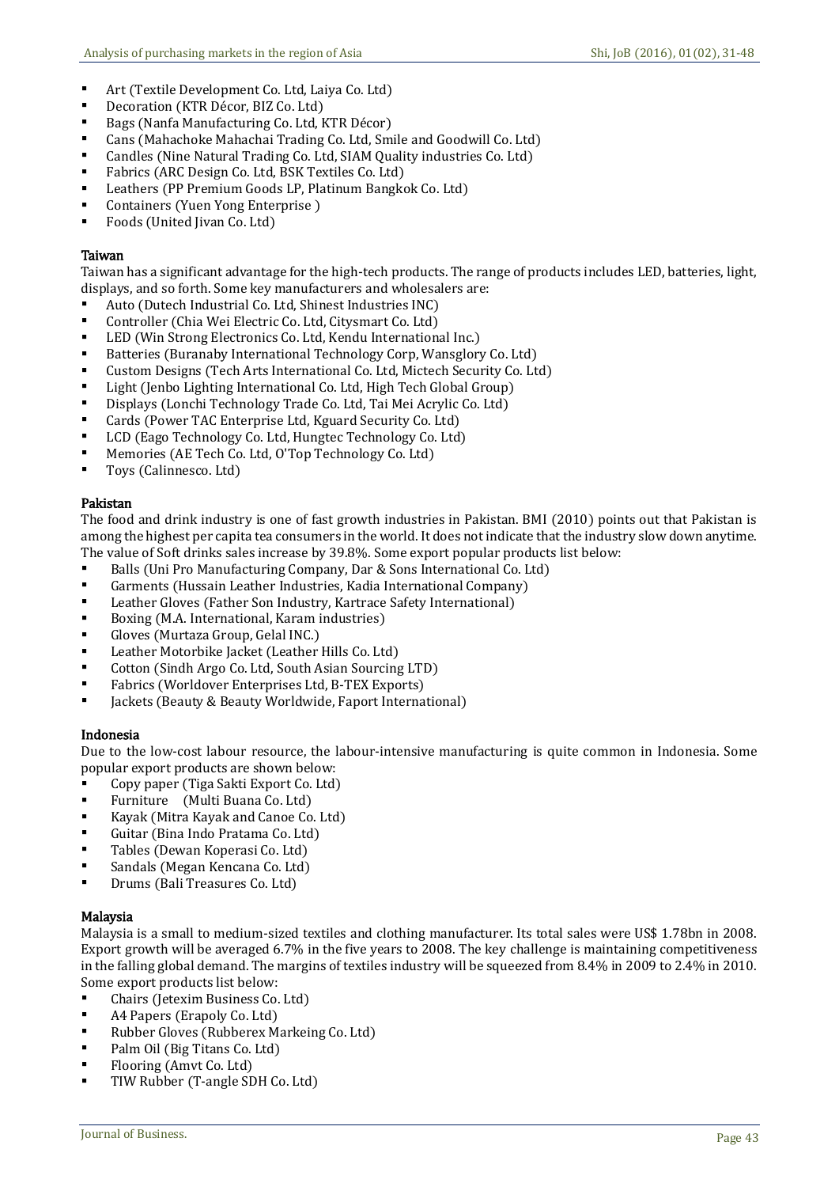- Art (Textile Development Co. Ltd, Laiya Co. Ltd)
- Decoration (KTR Décor, BIZ Co. Ltd)
- Bags (Nanfa Manufacturing Co. Ltd, KTR Décor)
- Cans (Mahachoke Mahachai Trading Co. Ltd, Smile and Goodwill Co. Ltd)
- Candles (Nine Natural Trading Co. Ltd, SIAM Quality industries Co. Ltd)
- Fabrics (ARC Design Co. Ltd, BSK Textiles Co. Ltd)
- Leathers (PP Premium Goods LP, Platinum Bangkok Co. Ltd)
- Containers (Yuen Yong Enterprise )
- Foods (United Jivan Co. Ltd)

### Taiwan

Taiwan has a significant advantage for the high-tech products. The range of products includes LED, batteries, light, displays, and so forth. Some key manufacturers and wholesalers are:

- Auto (Dutech Industrial Co. Ltd, Shinest Industries INC)
- Controller (Chia Wei Electric Co. Ltd, Citysmart Co. Ltd)
- LED (Win Strong Electronics Co. Ltd, Kendu International Inc.)
- Batteries (Buranaby International Technology Corp, Wansglory Co. Ltd)
- Custom Designs (Tech Arts International Co. Ltd, Mictech Security Co. Ltd)
- Light (Jenbo Lighting International Co. Ltd, High Tech Global Group)
- Displays (Lonchi Technology Trade Co. Ltd, Tai Mei Acrylic Co. Ltd)
- Cards (Power TAC Enterprise Ltd, Kguard Security Co. Ltd)
- LCD (Eago Technology Co. Ltd, Hungtec Technology Co. Ltd)
- Memories (AE Tech Co. Ltd, O'Top Technology Co. Ltd)
- Toys (Calinnesco. Ltd)

### Pakistan

The food and drink industry is one of fast growth industries in Pakistan. BMI (2010) points out that Pakistan is among the highest per capita tea consumers in the world. It does not indicate that the industry slow down anytime. The value of Soft drinks sales increase by 39.8%. Some export popular products list below:

- Balls (Uni Pro Manufacturing Company, Dar & Sons International Co. Ltd)
- Garments (Hussain Leather Industries, Kadia International Company)
- Leather Gloves (Father Son Industry, Kartrace Safety International)
- Boxing (M.A. International, Karam industries)
- Gloves (Murtaza Group, Gelal INC.)
- Leather Motorbike Jacket (Leather Hills Co. Ltd)
- Cotton (Sindh Argo Co. Ltd, South Asian Sourcing LTD)
- Fabrics (Worldover Enterprises Ltd, B-TEX Exports)
- Jackets (Beauty & Beauty Worldwide, Faport International)

### Indonesia

Due to the low-cost labour resource, the labour-intensive manufacturing is quite common in Indonesia. Some popular export products are shown below:

- Copy paper (Tiga Sakti Export Co. Ltd)
- Furniture (Multi Buana Co. Ltd)
- Kayak (Mitra Kayak and Canoe Co. Ltd)
- Guitar (Bina Indo Pratama Co. Ltd)
- Tables (Dewan Koperasi Co. Ltd)
- Sandals (Megan Kencana Co. Ltd)
- Drums (Bali Treasures Co. Ltd)

### Malaysia

Malaysia is a small to medium-sized textiles and clothing manufacturer. Its total sales were US$ 1.78bn in 2008. Export growth will be averaged 6.7% in the five years to 2008. The key challenge is maintaining competitiveness in the falling global demand. The margins of textiles industry will be squeezed from 8.4% in 2009 to 2.4% in 2010. Some export products list below:

- Chairs (Jetexim Business Co. Ltd)
- A4 Papers (Erapoly Co. Ltd)
- Rubber Gloves (Rubberex Markeing Co. Ltd)
- Palm Oil (Big Titans Co. Ltd)
- Flooring (Amvt Co. Ltd)
- TIW Rubber (T-angle SDH Co. Ltd)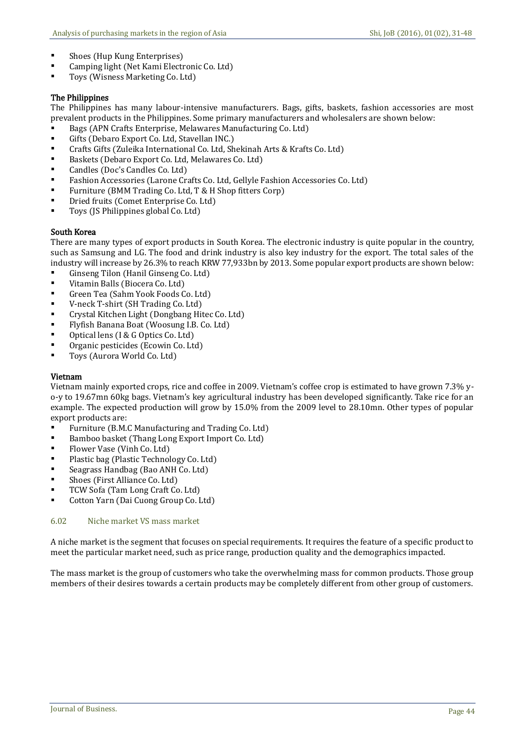- Shoes (Hup Kung Enterprises)
- Camping light (Net Kami Electronic Co. Ltd)
- Toys (Wisness Marketing Co. Ltd)

**The Philippines**

The Philippines has many labour-intensive manufacturers. Bags, gifts, baskets, fashion accessories are most prevalent products in the Philippines. Some primary manufacturers and wholesalers are shown below:

- Bags (APN Crafts Enterprise, Melawares Manufacturing Co. Ltd)
- Gifts (Debaro Export Co. Ltd, Stavellan INC.)
- Crafts Gifts (Zuleika International Co. Ltd, Shekinah Arts & Krafts Co. Ltd)
- Baskets (Debaro Export Co. Ltd, Melawares Co. Ltd)
- Candles (Doc's Candles Co. Ltd)
- Fashion Accessories (Larone Crafts Co. Ltd, Gellyle Fashion Accessories Co. Ltd)
- Furniture (BMM Trading Co. Ltd, T & H Shop fitters Corp)
- Dried fruits (Comet Enterprise Co. Ltd)
- Toys (JS Philippines global Co. Ltd)

**South Korea**

There are many types of export products in South Korea. The electronic industry is quite popular in the country, such as Samsung and LG. The food and drink industry is also key industry for the export. The total sales of the industry will increase by 26.3% to reach KRW 77,933bn by 2013. Some popular export products are shown below:

- Ginseng Tilon (Hanil Ginseng Co. Ltd)
- Vitamin Balls (Biocera Co. Ltd)
- Green Tea (Sahm Yook Foods Co. Ltd)
- V-neck T-shirt (SH Trading Co. Ltd)
- Crystal Kitchen Light (Dongbang Hitec Co. Ltd)
- Flyfish Banana Boat (Woosung I.B. Co. Ltd)
- Optical lens (I & G Optics Co. Ltd)
- Organic pesticides (Ecowin Co. Ltd)
- Toys (Aurora World Co. Ltd)

**Vietnam**

Vietnam mainly exported crops, rice and coffee in 2009. Vietnam's coffee crop is estimated to have grown 7.3% y-o-y to 19.67mn 60kg bags. Vietnam's key agricultural industry has been developed significantly. Take rice for an example. The expected production will grow by 15.0% from the 2009 level to 28.10mn. Other types of popular export products are:

- Furniture (B.M.C Manufacturing and Trading Co. Ltd)
- Bamboo basket (Thang Long Export Import Co. Ltd)
- Flower Vase (Vinh Co. Ltd)
- Plastic bag (Plastic Technology Co. Ltd)
- Seagrass Handbag (Bao ANH Co. Ltd)
- Shoes (First Alliance Co. Ltd)
- TCW Sofa (Tam Long Craft Co. Ltd)
- Cotton Yarn (Dai Cuong Group Co. Ltd)

### 6.02 Niche market VS mass market

A niche market is the segment that focuses on special requirements. It requires the feature of a specific product to meet the particular market need, such as price range, production quality and the demographics impacted.

The mass market is the group of customers who take the overwhelming mass for common products. Those group members of their desires towards a certain products may be completely different from other group of customers.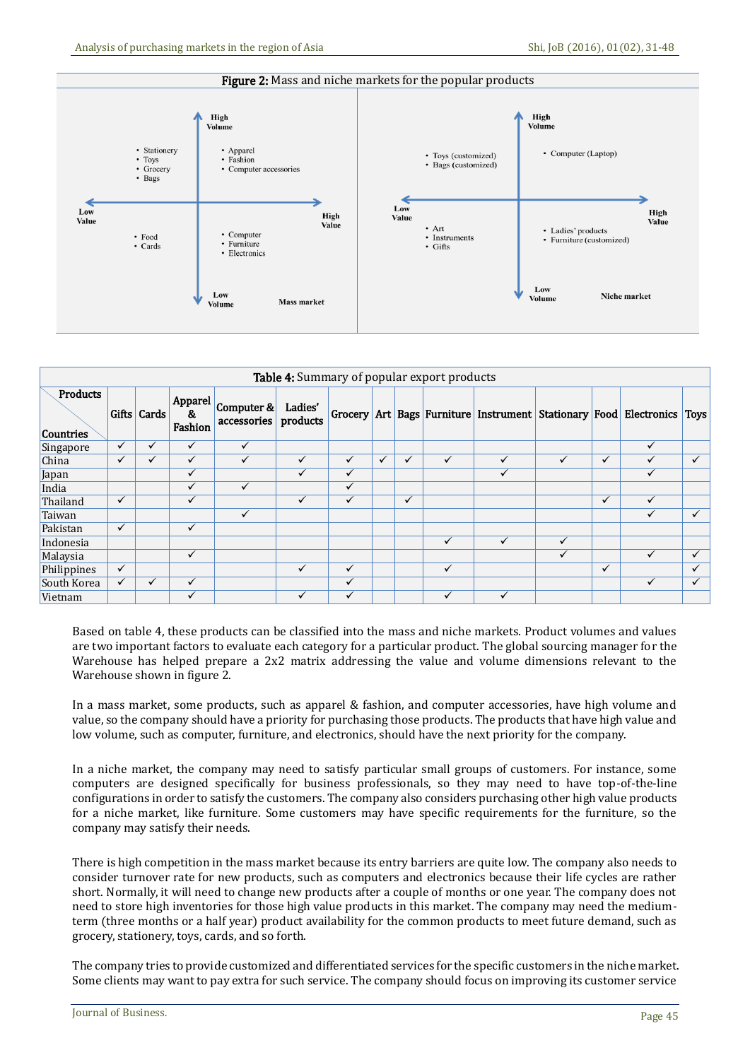**Figure 2:** Mass and niche markets for the popular products

**Mass market**

- High Volume / Low Value: Stationery, Toys, Grocery, Bags
- High Volume / High Value: Apparel, Fashion, Computer accessories
- Low Volume / Low Value: Food, Cards
- Low Volume / High Value: Computer, Furniture, Electronics

**Niche market**

- High Volume / Low Value: Toys (customized), Bags (customized)
- High Volume / High Value: Computer (Laptop)
- Low Volume / Low Value: Art, Instruments, Gifts
- Low Volume / High Value: Ladies' products, Furniture (customized)

**Table 4:** Summary of popular export products

| Countries \ Products | Gifts | Cards | Apparel & Fashion | Computer & accessories | Ladies' products | Grocery | Art | Bags | Furniture | Instrument | Stationary | Food | Electronics | Toys |
|---|---|---|---|---|---|---|---|---|---|---|---|---|---|---|
| Singapore | ✓ | ✓ | ✓ | ✓ | | | | | | | | | ✓ | |
| China | ✓ | ✓ | ✓ | ✓ | ✓ | ✓ | ✓ | ✓ | ✓ | ✓ | ✓ | ✓ | ✓ | ✓ |
| Japan | | | ✓ | | ✓ | ✓ | | | | ✓ | | | ✓ | |
| India | | | ✓ | ✓ | | ✓ | | | | | | | | |
| Thailand | ✓ | | ✓ | | ✓ | ✓ | | ✓ | | | | ✓ | ✓ | |
| Taiwan | | | | ✓ | | | | | | | | | ✓ | ✓ |
| Pakistan | ✓ | | ✓ | | | | | | | | | | | |
| Indonesia | | | | | | | | | ✓ | ✓ | ✓ | | | |
| Malaysia | | | ✓ | | | | | | | | ✓ | | ✓ | ✓ |
| Philippines | ✓ | | | | ✓ | ✓ | | | ✓ | | | ✓ | | ✓ |
| South Korea | ✓ | ✓ | ✓ | | | ✓ | | | | | | | ✓ | ✓ |
| Vietnam | | | ✓ | | ✓ | ✓ | | | ✓ | ✓ | | | | |

Based on table 4, these products can be classified into the mass and niche markets. Product volumes and values are two important factors to evaluate each category for a particular product. The global sourcing manager for the Warehouse has helped prepare a 2x2 matrix addressing the value and volume dimensions relevant to the Warehouse shown in figure 2.

In a mass market, some products, such as apparel & fashion, and computer accessories, have high volume and value, so the company should have a priority for purchasing those products. The products that have high value and low volume, such as computer, furniture, and electronics, should have the next priority for the company.

In a niche market, the company may need to satisfy particular small groups of customers. For instance, some computers are designed specifically for business professionals, so they may need to have top-of-the-line configurations in order to satisfy the customers. The company also considers purchasing other high value products for a niche market, like furniture. Some customers may have specific requirements for the furniture, so the company may satisfy their needs.

There is high competition in the mass market because its entry barriers are quite low. The company also needs to consider turnover rate for new products, such as computers and electronics because their life cycles are rather short. Normally, it will need to change new products after a couple of months or one year. The company does not need to store high inventories for those high value products in this market. The company may need the medium-term (three months or a half year) product availability for the common products to meet future demand, such as grocery, stationery, toys, cards, and so forth.

The company tries to provide customized and differentiated services for the specific customers in the niche market. Some clients may want to pay extra for such service. The company should focus on improving its customer service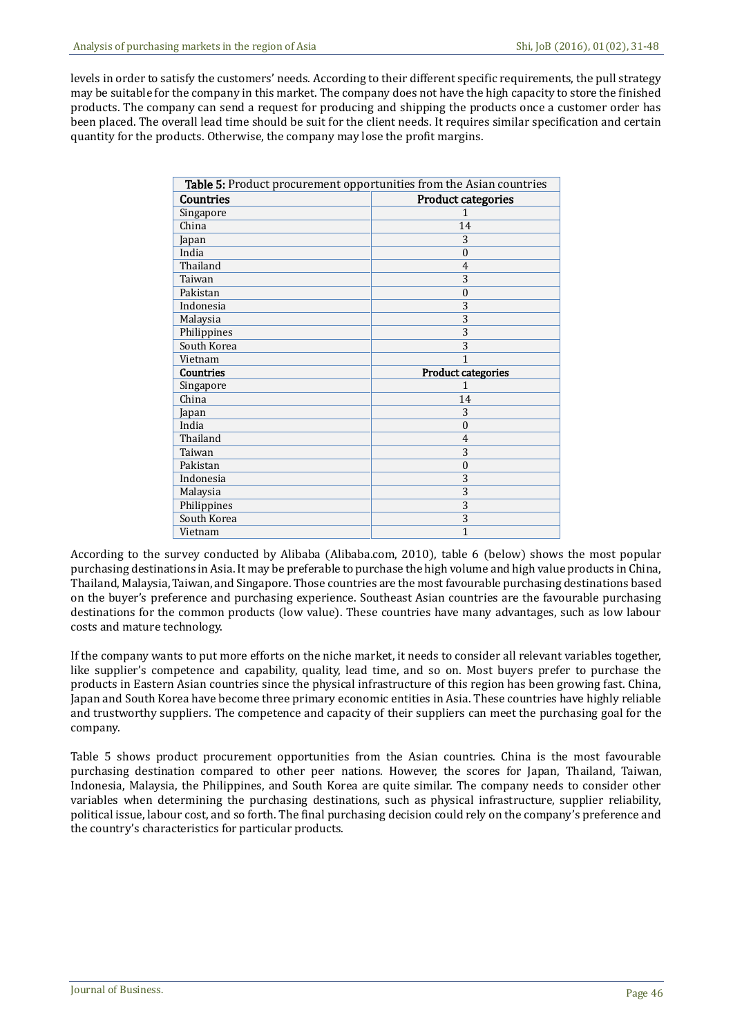levels in order to satisfy the customers' needs. According to their different specific requirements, the pull strategy may be suitable for the company in this market. The company does not have the high capacity to store the finished products. The company can send a request for producing and shipping the products once a customer order has been placed. The overall lead time should be suit for the client needs. It requires similar specification and certain quantity for the products. Otherwise, the company may lose the profit margins.

**Table 5:** Product procurement opportunities from the Asian countries

| Countries | Product categories |
|---|---|
| Singapore | 1 |
| China | 14 |
| Japan | 3 |
| India | 0 |
| Thailand | 4 |
| Taiwan | 3 |
| Pakistan | 0 |
| Indonesia | 3 |
| Malaysia | 3 |
| Philippines | 3 |
| South Korea | 3 |
| Vietnam | 1 |
| **Countries** | **Product categories** |
| Singapore | 1 |
| China | 14 |
| Japan | 3 |
| India | 0 |
| Thailand | 4 |
| Taiwan | 3 |
| Pakistan | 0 |
| Indonesia | 3 |
| Malaysia | 3 |
| Philippines | 3 |
| South Korea | 3 |
| Vietnam | 1 |

According to the survey conducted by Alibaba (Alibaba.com, 2010), table 6 (below) shows the most popular purchasing destinations in Asia. It may be preferable to purchase the high volume and high value products in China, Thailand, Malaysia, Taiwan, and Singapore. Those countries are the most favourable purchasing destinations based on the buyer's preference and purchasing experience. Southeast Asian countries are the favourable purchasing destinations for the common products (low value). These countries have many advantages, such as low labour costs and mature technology.

If the company wants to put more efforts on the niche market, it needs to consider all relevant variables together, like supplier's competence and capability, quality, lead time, and so on. Most buyers prefer to purchase the products in Eastern Asian countries since the physical infrastructure of this region has been growing fast. China, Japan and South Korea have become three primary economic entities in Asia. These countries have highly reliable and trustworthy suppliers. The competence and capacity of their suppliers can meet the purchasing goal for the company.

Table 5 shows product procurement opportunities from the Asian countries. China is the most favourable purchasing destination compared to other peer nations. However, the scores for Japan, Thailand, Taiwan, Indonesia, Malaysia, the Philippines, and South Korea are quite similar. The company needs to consider other variables when determining the purchasing destinations, such as physical infrastructure, supplier reliability, political issue, labour cost, and so forth. The final purchasing decision could rely on the company's preference and the country's characteristics for particular products.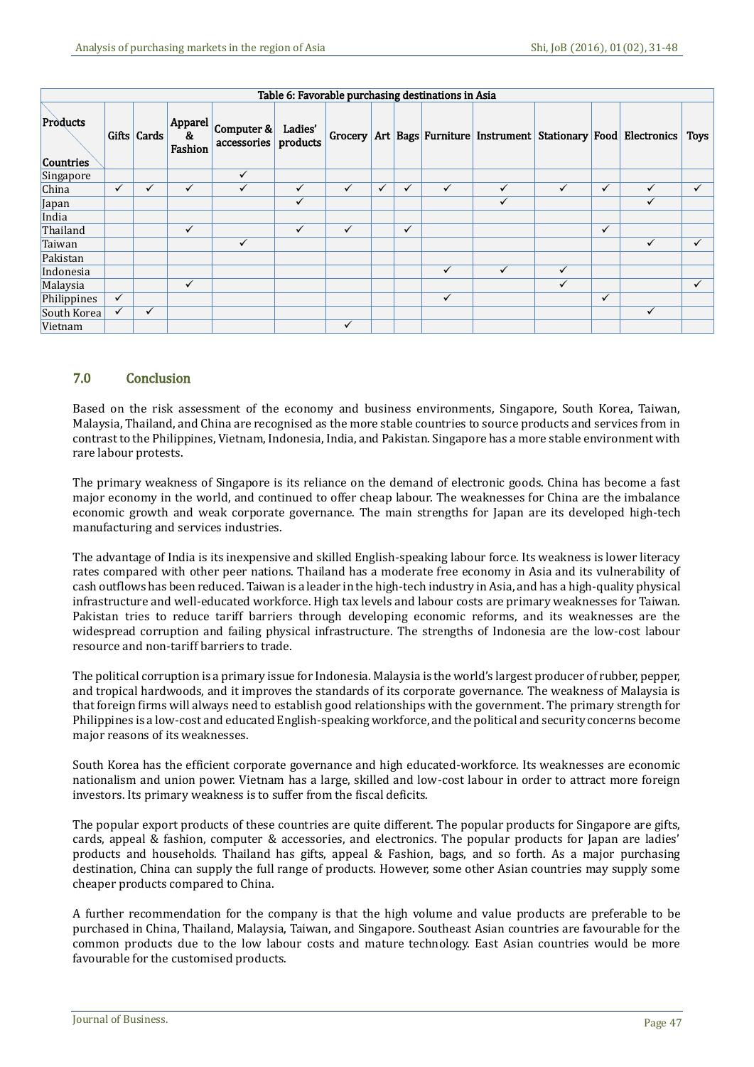Table 6: Favorable purchasing destinations in Asia

| Products / Countries | Gifts | Cards | Apparel & Fashion | Computer & accessories | Ladies' products | Grocery | Art | Bags | Furniture | Instrument | Stationary | Food | Electronics | Toys |
|---|---|---|---|---|---|---|---|---|---|---|---|---|---|---|
| Singapore | | | | ✓ | | | | | | | | | | |
| China | ✓ | ✓ | ✓ | ✓ | ✓ | ✓ | ✓ | ✓ | ✓ | ✓ | ✓ | ✓ | ✓ | ✓ |
| Japan | | | | | ✓ | | | | | ✓ | | | ✓ | |
| India | | | | | | | | | | | | | | |
| Thailand | | | ✓ | | ✓ | ✓ | | ✓ | | | | ✓ | | |
| Taiwan | | | | ✓ | | | | | | | | | ✓ | ✓ |
| Pakistan | | | | | | | | | | | | | | |
| Indonesia | | | | | | | | | ✓ | ✓ | ✓ | | | |
| Malaysia | | | ✓ | | | | | | | | ✓ | | | ✓ |
| Philippines | ✓ | | | | | | | | ✓ | | | ✓ | | |
| South Korea | ✓ | ✓ | | | | | | | | | | | ✓ | |
| Vietnam | | | | | | ✓ | | | | | | | | |

## 7.0 Conclusion

Based on the risk assessment of the economy and business environments, Singapore, South Korea, Taiwan, Malaysia, Thailand, and China are recognised as the more stable countries to source products and services from in contrast to the Philippines, Vietnam, Indonesia, India, and Pakistan. Singapore has a more stable environment with rare labour protests.

The primary weakness of Singapore is its reliance on the demand of electronic goods. China has become a fast major economy in the world, and continued to offer cheap labour. The weaknesses for China are the imbalance economic growth and weak corporate governance. The main strengths for Japan are its developed high-tech manufacturing and services industries.

The advantage of India is its inexpensive and skilled English-speaking labour force. Its weakness is lower literacy rates compared with other peer nations. Thailand has a moderate free economy in Asia and its vulnerability of cash outflows has been reduced. Taiwan is a leader in the high-tech industry in Asia, and has a high-quality physical infrastructure and well-educated workforce. High tax levels and labour costs are primary weaknesses for Taiwan. Pakistan tries to reduce tariff barriers through developing economic reforms, and its weaknesses are the widespread corruption and failing physical infrastructure. The strengths of Indonesia are the low-cost labour resource and non-tariff barriers to trade.

The political corruption is a primary issue for Indonesia. Malaysia is the world's largest producer of rubber, pepper, and tropical hardwoods, and it improves the standards of its corporate governance. The weakness of Malaysia is that foreign firms will always need to establish good relationships with the government. The primary strength for Philippines is a low-cost and educated English-speaking workforce, and the political and security concerns become major reasons of its weaknesses.

South Korea has the efficient corporate governance and high educated-workforce. Its weaknesses are economic nationalism and union power. Vietnam has a large, skilled and low-cost labour in order to attract more foreign investors. Its primary weakness is to suffer from the fiscal deficits.

The popular export products of these countries are quite different. The popular products for Singapore are gifts, cards, appeal & fashion, computer & accessories, and electronics. The popular products for Japan are ladies' products and households. Thailand has gifts, appeal & Fashion, bags, and so forth. As a major purchasing destination, China can supply the full range of products. However, some other Asian countries may supply some cheaper products compared to China.

A further recommendation for the company is that the high volume and value products are preferable to be purchased in China, Thailand, Malaysia, Taiwan, and Singapore. Southeast Asian countries are favourable for the common products due to the low labour costs and mature technology. East Asian countries would be more favourable for the customised products.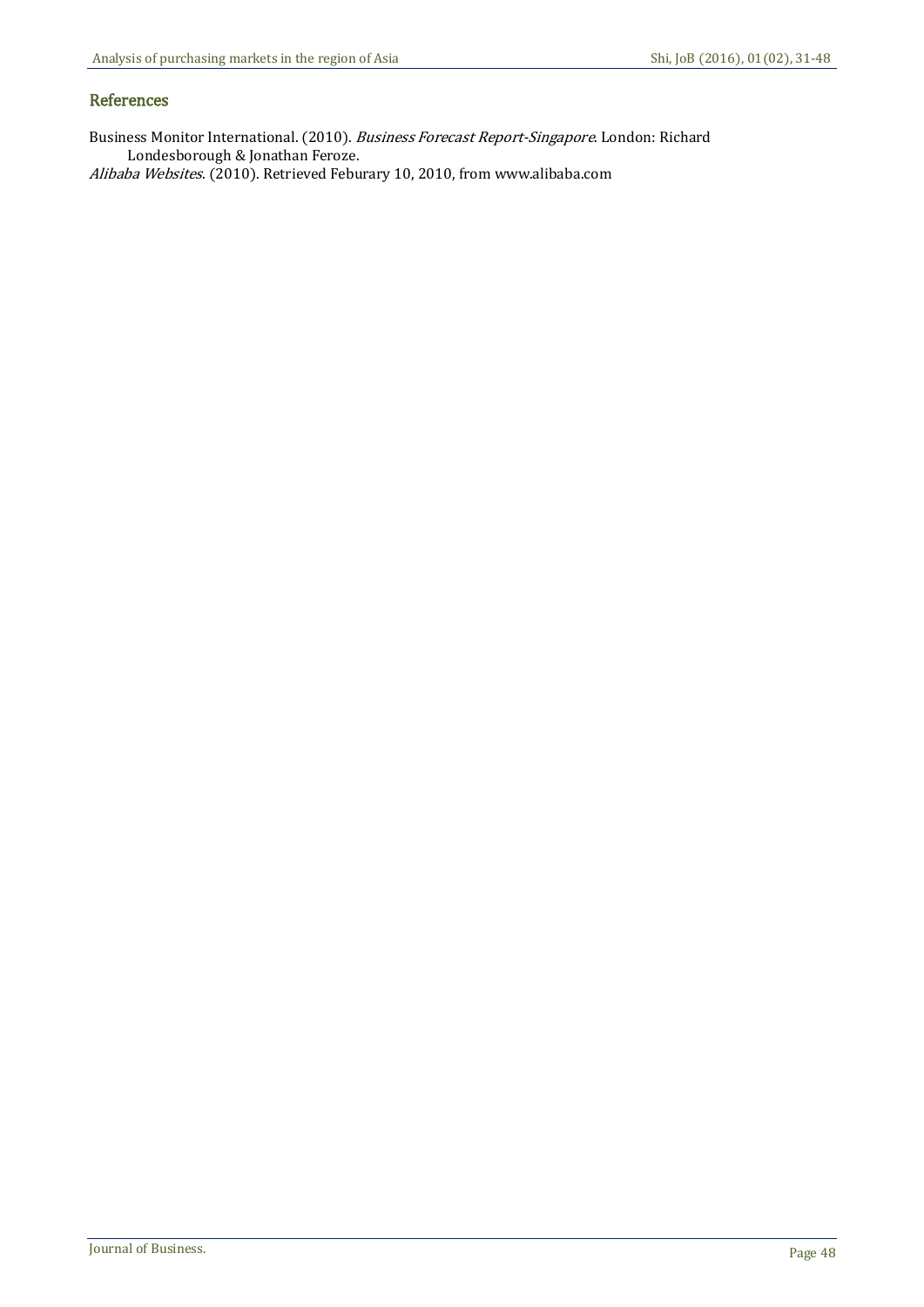## References

Business Monitor International. (2010). *Business Forecast Report-Singapore*. London: Richard Londesborough & Jonathan Feroze.

*Alibaba Websites*. (2010). Retrieved Feburary 10, 2010, from www.alibaba.com